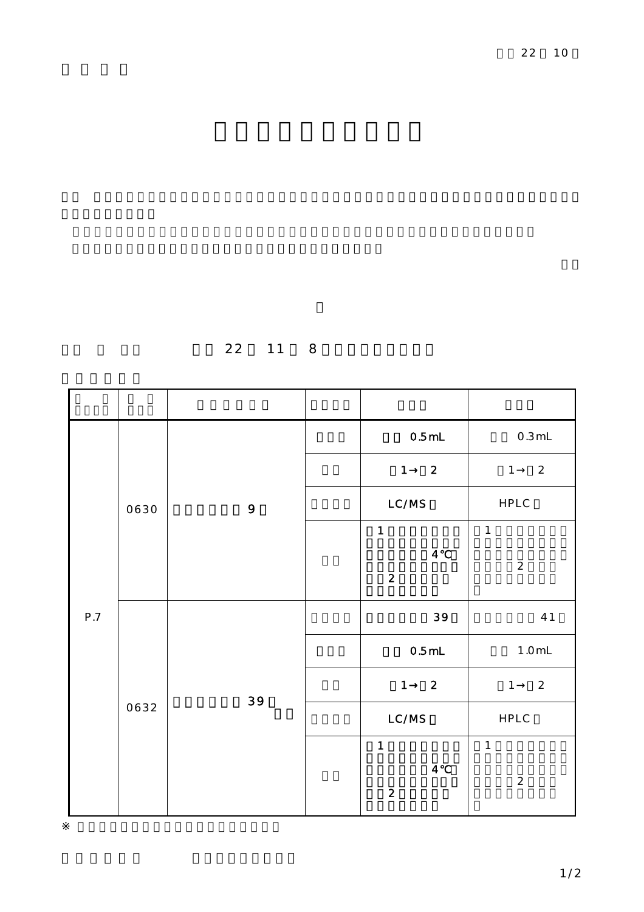22 10

22 11 8

| | | | | | |
|---|---|---|---|---|---|
| P.7 | 0630 | 9 | | 0.5mL | 0.3mL |
| | | | | 1→ 2 | 1→ 2 |
| | | | | LC/MS | HPLC |
| | | | | 1 4℃ 2 | 1 2 |
| | 0632 | 39 | | 39 | 41 |
| | | | | 0.5mL | 1.0mL |
| | | | | 1→ 2 | 1→ 2 |
| | | | | LC/MS | HPLC |
| | | | | 1 4℃ 2 | 1 2 |

※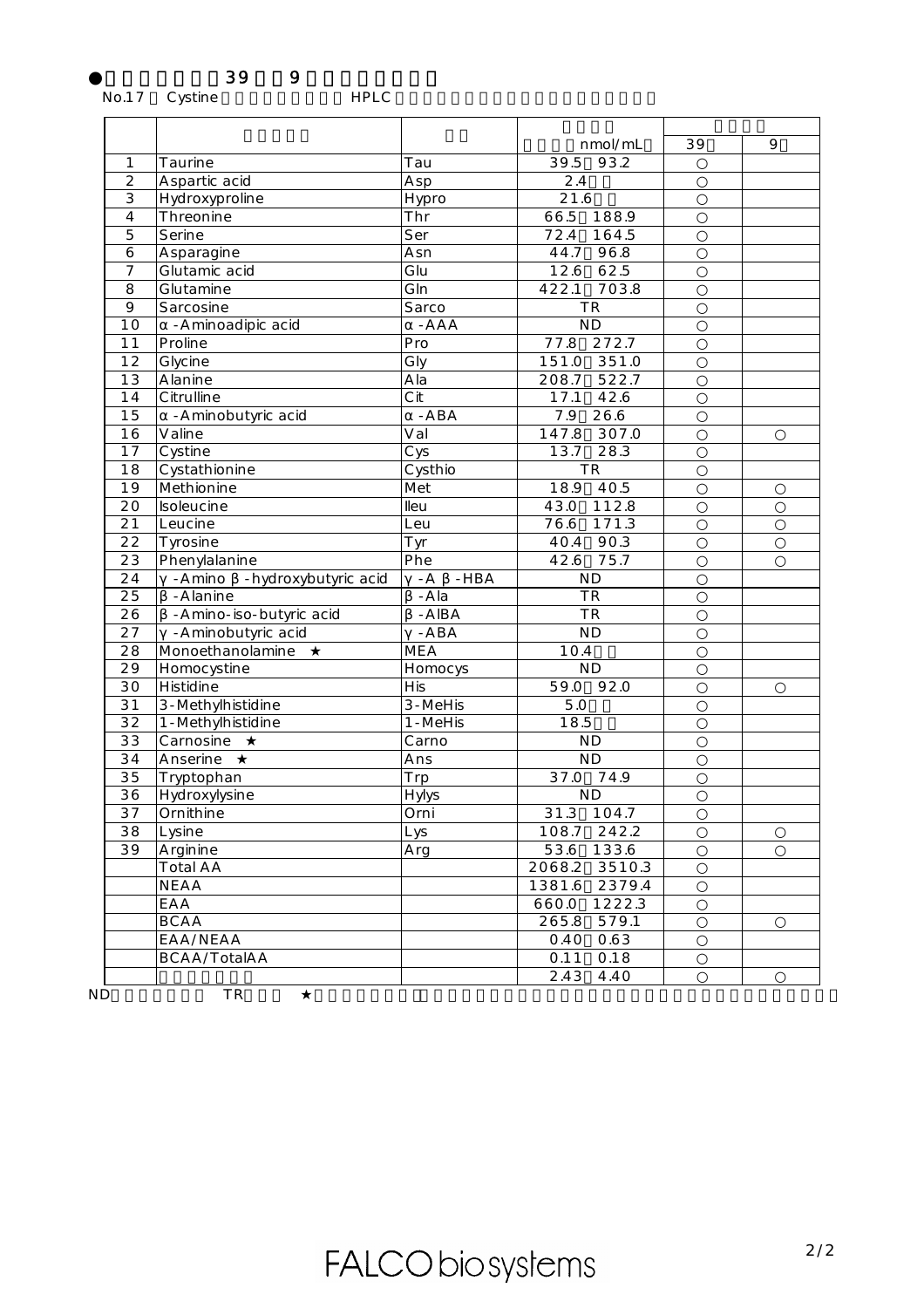● 39 9

No.17 Cystine HPLC

| | | | nmol/mL | 39 | 9 |
|---|---|---|---|---|---|
| 1 | Taurine | Tau | 39.5 93.2 | ○ | |
| 2 | Aspartic acid | Asp | 2.4 | ○ | |
| 3 | Hydroxyproline | Hypro | 21.6 | ○ | |
| 4 | Threonine | Thr | 66.5 188.9 | ○ | |
| 5 | Serine | Ser | 72.4 164.5 | ○ | |
| 6 | Asparagine | Asn | 44.7 96.8 | ○ | |
| 7 | Glutamic acid | Glu | 12.6 62.5 | ○ | |
| 8 | Glutamine | Gln | 422.1 703.8 | ○ | |
| 9 | Sarcosine | Sarco | TR | ○ | |
| 10 | α-Aminoadipic acid | α-AAA | ND | ○ | |
| 11 | Proline | Pro | 77.8 272.7 | ○ | |
| 12 | Glycine | Gly | 151.0 351.0 | ○ | |
| 13 | Alanine | Ala | 208.7 522.7 | ○ | |
| 14 | Citrulline | Cit | 17.1 42.6 | ○ | |
| 15 | α-Aminobutyric acid | α-ABA | 7.9 26.6 | ○ | |
| 16 | Valine | Val | 147.8 307.0 | ○ | ○ |
| 17 | Cystine | Cys | 13.7 28.3 | ○ | |
| 18 | Cystathionine | Cysthio | TR | ○ | |
| 19 | Methionine | Met | 18.9 40.5 | ○ | ○ |
| 20 | Isoleucine | Ileu | 43.0 112.8 | ○ | ○ |
| 21 | Leucine | Leu | 76.6 171.3 | ○ | ○ |
| 22 | Tyrosine | Tyr | 40.4 90.3 | ○ | ○ |
| 23 | Phenylalanine | Phe | 42.6 75.7 | ○ | ○ |
| 24 | γ-Amino β-hydroxybutyric acid | γ-A β-HBA | ND | ○ | |
| 25 | β-Alanine | β-Ala | TR | ○ | |
| 26 | β-Amino-iso-butyric acid | β-AIBA | TR | ○ | |
| 27 | γ-Aminobutyric acid | γ-ABA | ND | ○ | |
| 28 | Monoethanolamine ★ | MEA | 10.4 | ○ | |
| 29 | Homocystine | Homocys | ND | ○ | |
| 30 | Histidine | His | 59.0 92.0 | ○ | ○ |
| 31 | 3-Methylhistidine | 3-MeHis | 5.0 | ○ | |
| 32 | 1-Methylhistidine | 1-MeHis | 18.5 | ○ | |
| 33 | Carnosine ★ | Carno | ND | ○ | |
| 34 | Anserine ★ | Ans | ND | ○ | |
| 35 | Tryptophan | Trp | 37.0 74.9 | ○ | |
| 36 | Hydroxylysine | Hylys | ND | ○ | |
| 37 | Ornithine | Orni | 31.3 104.7 | ○ | |
| 38 | Lysine | Lys | 108.7 242.2 | ○ | ○ |
| 39 | Arginine | Arg | 53.6 133.6 | ○ | ○ |
| | Total AA | | 2068.2 3510.3 | ○ | |
| | NEAA | | 1381.6 2379.4 | ○ | |
| | EAA | | 660.0 1222.3 | ○ | |
| | BCAA | | 265.8 579.1 | ○ | ○ |
| | EAA/NEAA | | 0.40 0.63 | ○ | |
| | BCAA/TotalAA | | 0.11 0.18 | ○ | |
| | | | 2.43 4.40 | ○ | ○ |

ND TR ★